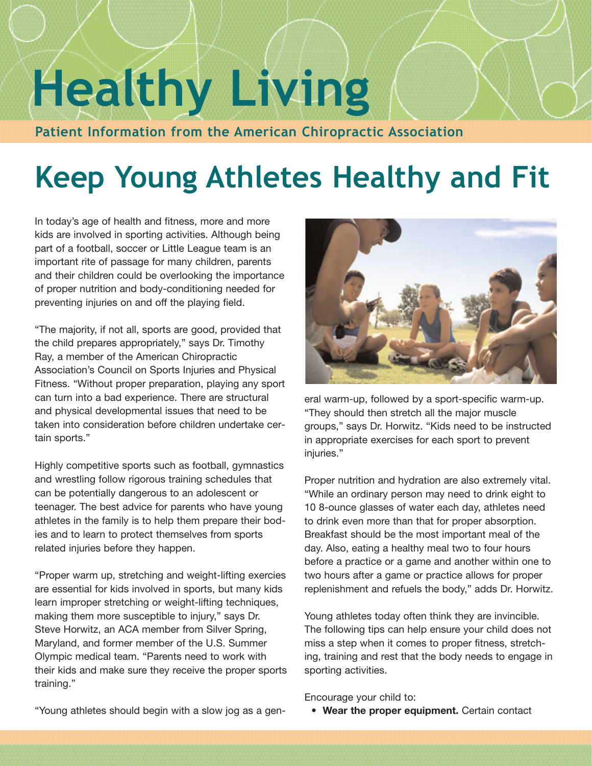# Healthy Living

**Patient Information from the American Chiropractic Association**

## Keep Young Athletes Healthy and Fit

In today's age of health and fitness, more and more kids are involved in sporting activities. Although being part of a football, soccer or Little League team is an important rite of passage for many children, parents and their children could be overlooking the importance of proper nutrition and body-conditioning needed for preventing injuries on and off the playing field.

"The majority, if not all, sports are good, provided that the child prepares appropriately," says Dr. Timothy Ray, a member of the American Chiropractic Association's Council on Sports Injuries and Physical Fitness. "Without proper preparation, playing any sport can turn into a bad experience. There are structural and physical developmental issues that need to be taken into consideration before children undertake certain sports."

Highly competitive sports such as football, gymnastics and wrestling follow rigorous training schedules that can be potentially dangerous to an adolescent or teenager. The best advice for parents who have young athletes in the family is to help them prepare their bodies and to learn to protect themselves from sports related injuries before they happen.

"Proper warm up, stretching and weight-lifting exercises are essential for kids involved in sports, but many kids learn improper stretching or weight-lifting techniques, making them more susceptible to injury," says Dr. Steve Horwitz, an ACA member from Silver Spring, Maryland, and former member of the U.S. Summer Olympic medical team. "Parents need to work with their kids and make sure they receive the proper sports training."

"Young athletes should begin with a slow jog as a general warm-up, followed by a sport-specific warm-up. "They should then stretch all the major muscle groups," says Dr. Horwitz. "Kids need to be instructed in appropriate exercises for each sport to prevent injuries."

Proper nutrition and hydration are also extremely vital. "While an ordinary person may need to drink eight to 10 8-ounce glasses of water each day, athletes need to drink even more than that for proper absorption. Breakfast should be the most important meal of the day. Also, eating a healthy meal two to four hours before a practice or a game and another within one to two hours after a game or practice allows for proper replenishment and refuels the body," adds Dr. Horwitz.

Young athletes today often think they are invincible. The following tips can help ensure your child does not miss a step when it comes to proper fitness, stretching, training and rest that the body needs to engage in sporting activities.

Encourage your child to:

- **Wear the proper equipment.** Certain contact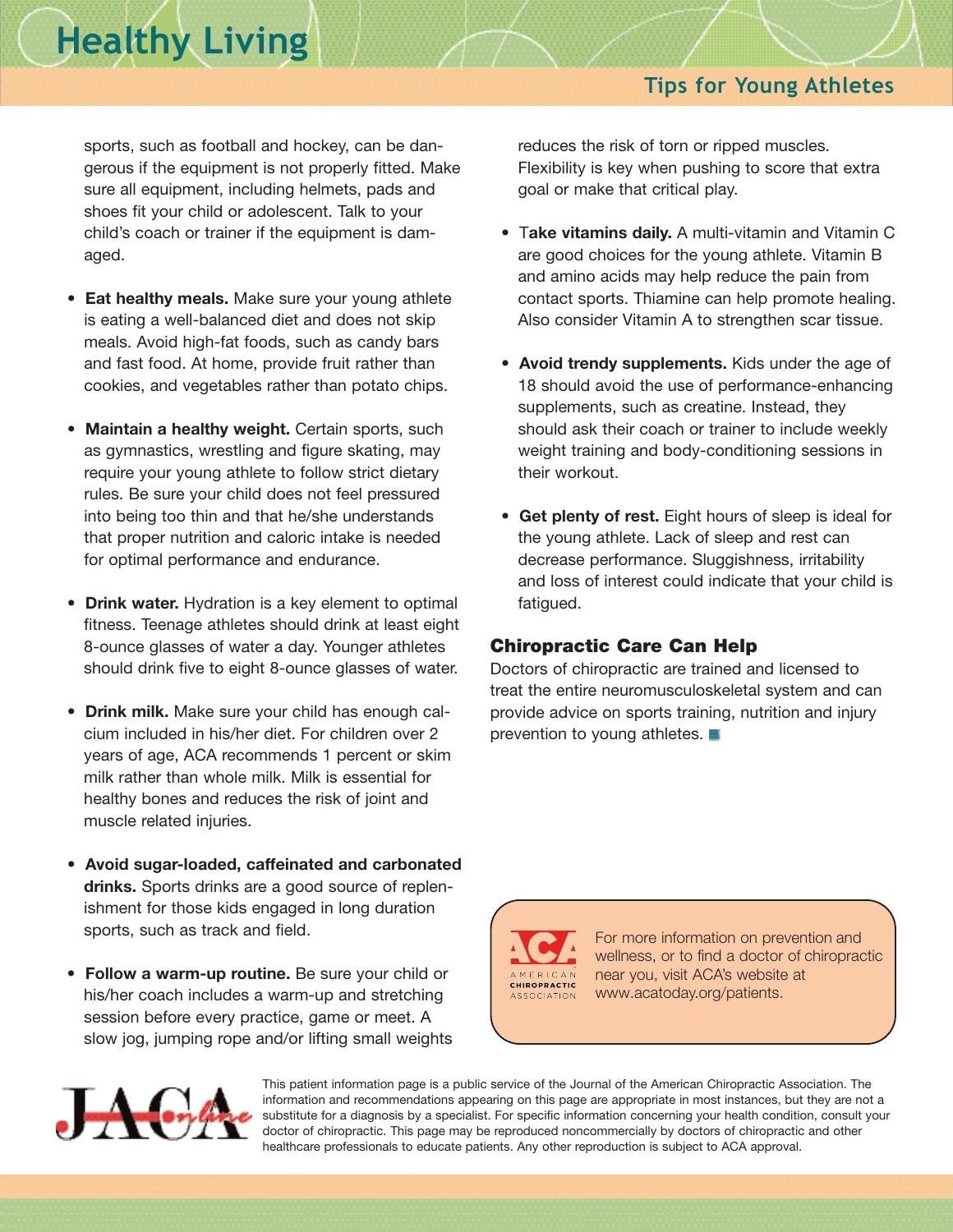sports, such as football and hockey, can be dangerous if the equipment is not properly fitted. Make sure all equipment, including helmets, pads and shoes fit your child or adolescent. Talk to your child's coach or trainer if the equipment is damaged.

- **Eat healthy meals.** Make sure your young athlete is eating a well-balanced diet and does not skip meals. Avoid high-fat foods, such as candy bars and fast food. At home, provide fruit rather than cookies, and vegetables rather than potato chips.

- **Maintain a healthy weight.** Certain sports, such as gymnastics, wrestling and figure skating, may require your young athlete to follow strict dietary rules. Be sure your child does not feel pressured into being too thin and that he/she understands that proper nutrition and caloric intake is needed for optimal performance and endurance.

- **Drink water.** Hydration is a key element to optimal fitness. Teenage athletes should drink at least eight 8-ounce glasses of water a day. Younger athletes should drink five to eight 8-ounce glasses of water.

- **Drink milk.** Make sure your child has enough calcium included in his/her diet. For children over 2 years of age, ACA recommends 1 percent or skim milk rather than whole milk. Milk is essential for healthy bones and reduces the risk of joint and muscle related injuries.

- **Avoid sugar-loaded, caffeinated and carbonated drinks.** Sports drinks are a good source of replenishment for those kids engaged in long duration sports, such as track and field.

- **Follow a warm-up routine.** Be sure your child or his/her coach includes a warm-up and stretching session before every practice, game or meet. A slow jog, jumping rope and/or lifting small weights reduces the risk of torn or ripped muscles. Flexibility is key when pushing to score that extra goal or make that critical play.

- **Take vitamins daily.** A multi-vitamin and Vitamin C are good choices for the young athlete. Vitamin B and amino acids may help reduce the pain from contact sports. Thiamine can help promote healing. Also consider Vitamin A to strengthen scar tissue.

- **Avoid trendy supplements.** Kids under the age of 18 should avoid the use of performance-enhancing supplements, such as creatine. Instead, they should ask their coach or trainer to include weekly weight training and body-conditioning sessions in their workout.

- **Get plenty of rest.** Eight hours of sleep is ideal for the young athlete. Lack of sleep and rest can decrease performance. Sluggishness, irritability and loss of interest could indicate that your child is fatigued.

## Chiropractic Care Can Help

Doctors of chiropractic are trained and licensed to treat the entire neuromusculoskeletal system and can provide advice on sports training, nutrition and injury prevention to young athletes.

ACA AMERICAN CHIROPRACTIC ASSOCIATION

For more information on prevention and wellness, or to find a doctor of chiropractic near you, visit ACA's website at www.acatoday.org/patients.

This patient information page is a public service of the Journal of the American Chiropractic Association. The information and recommendations appearing on this page are appropriate in most instances, but they are not a substitute for a diagnosis by a specialist. For specific information concerning your health condition, consult your doctor of chiropractic. This page may be reproduced noncommercially by doctors of chiropractic and other healthcare professionals to educate patients. Any other reproduction is subject to ACA approval.